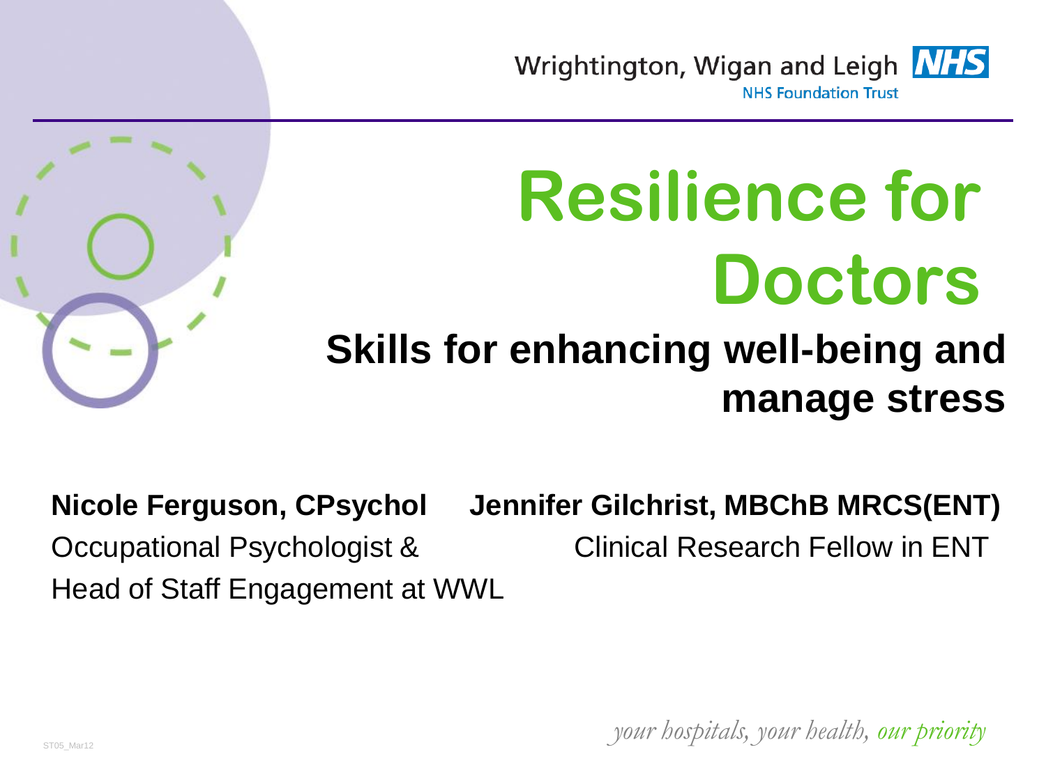Wrightington, Wigan and Leigh NHS

NHS Foundation Trust

# Resilience for Doctors

## Skills for enhancing well-being and manage stress

**Nicole Ferguson, CPsychol**
Occupational Psychologist &
Head of Staff Engagement at WWL

**Jennifer Gilchrist, MBChB MRCS(ENT)**
Clinical Research Fellow in ENT

*your hospitals, your health, our priority*

ST05_Mar12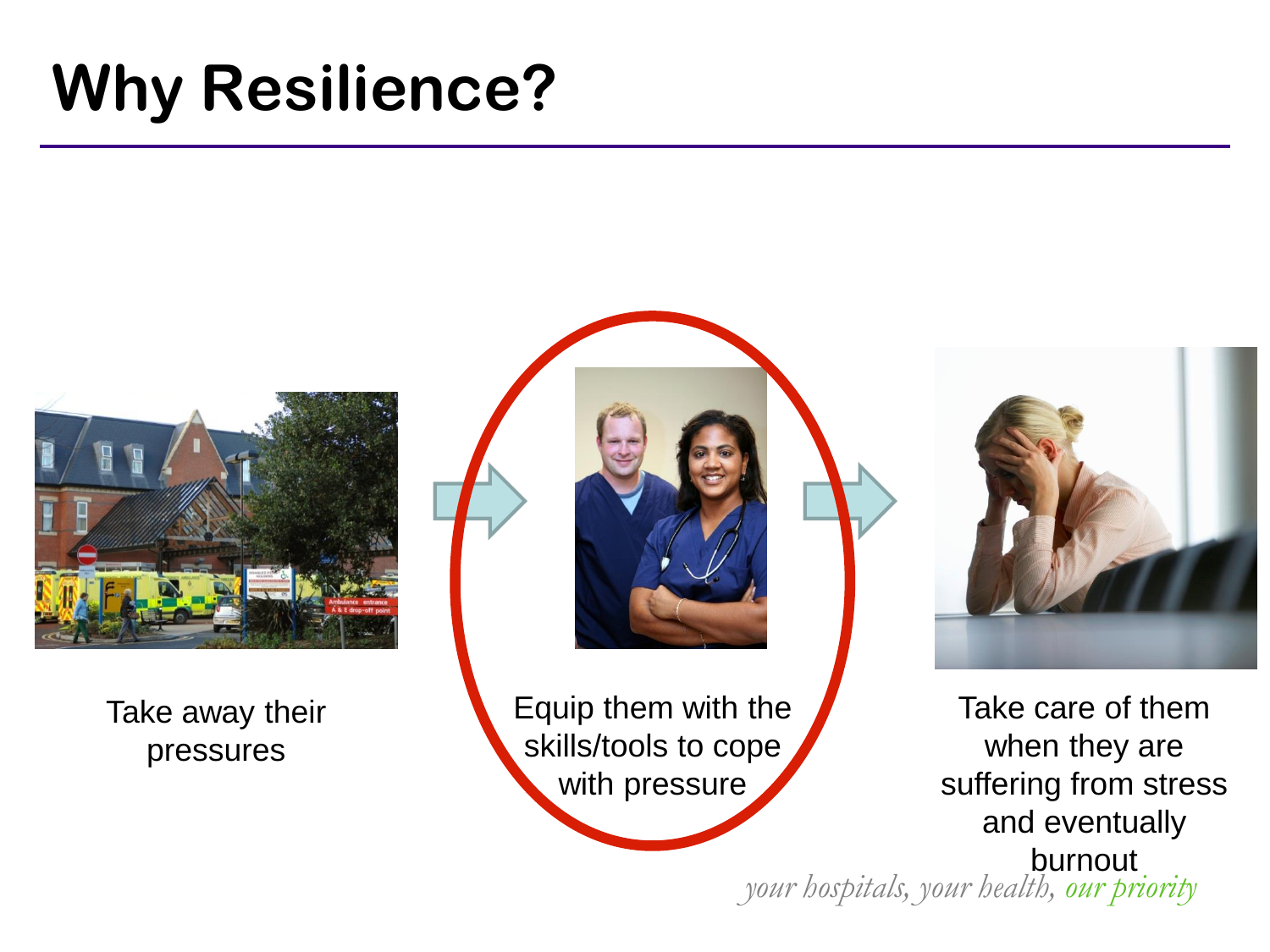# Why Resilience?

Take away their pressures

Equip them with the skills/tools to cope with pressure

Take care of them when they are suffering from stress and eventually burnout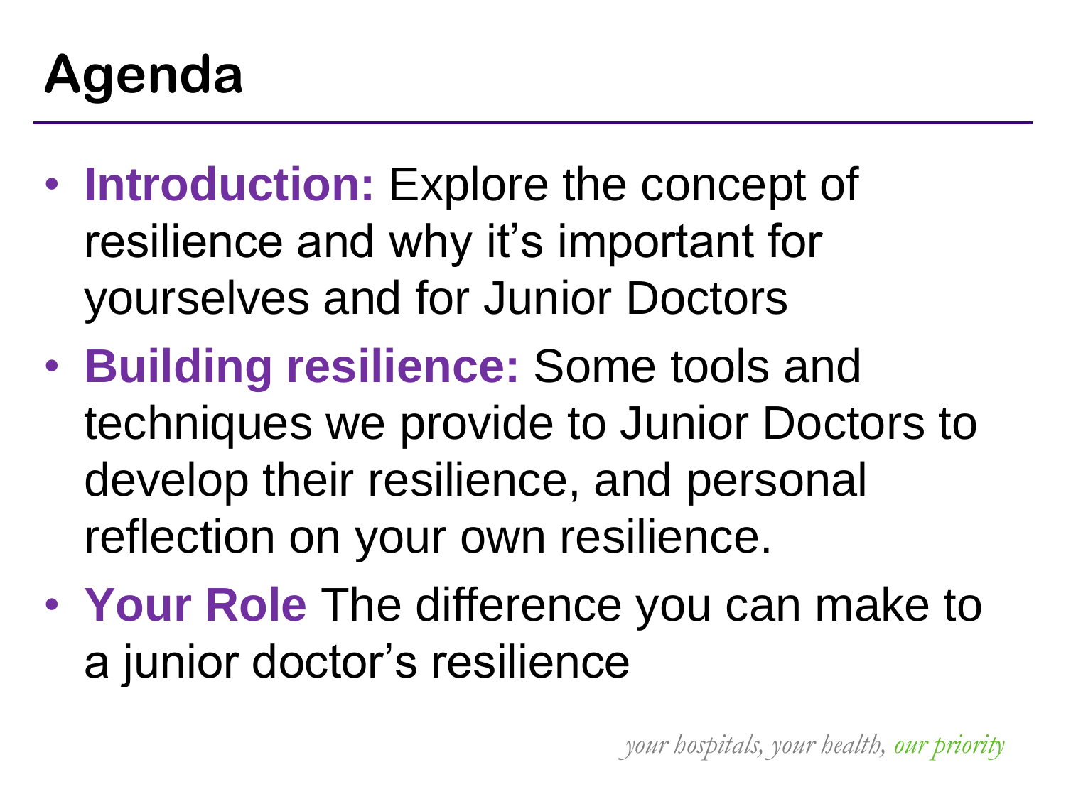# Agenda

- **Introduction:** Explore the concept of resilience and why it's important for yourselves and for Junior Doctors
- **Building resilience:** Some tools and techniques we provide to Junior Doctors to develop their resilience, and personal reflection on your own resilience.
- **Your Role** The difference you can make to a junior doctor's resilience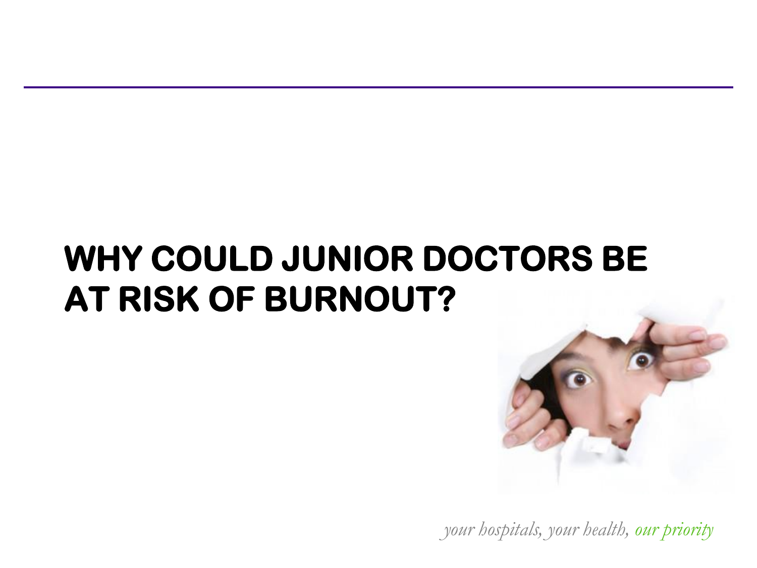# WHY COULD JUNIOR DOCTORS BE AT RISK OF BURNOUT?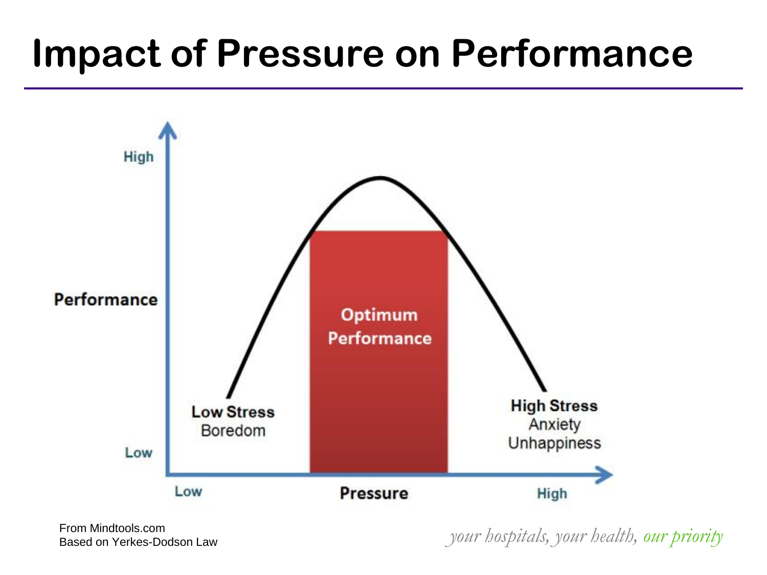# Impact of Pressure on Performance

Performance

High

Low

Optimum Performance

Low Stress
Boredom

High Stress
Anxiety
Unhappiness

Low

Pressure

High

From Mindtools.com
Based on Yerkes-Dodson Law

*your hospitals, your health, our priority*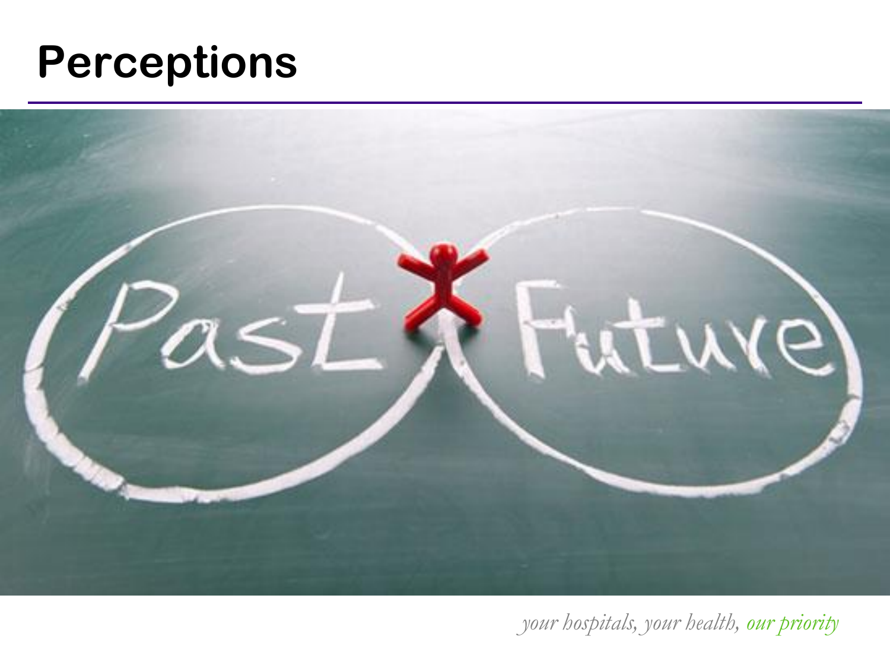# Perceptions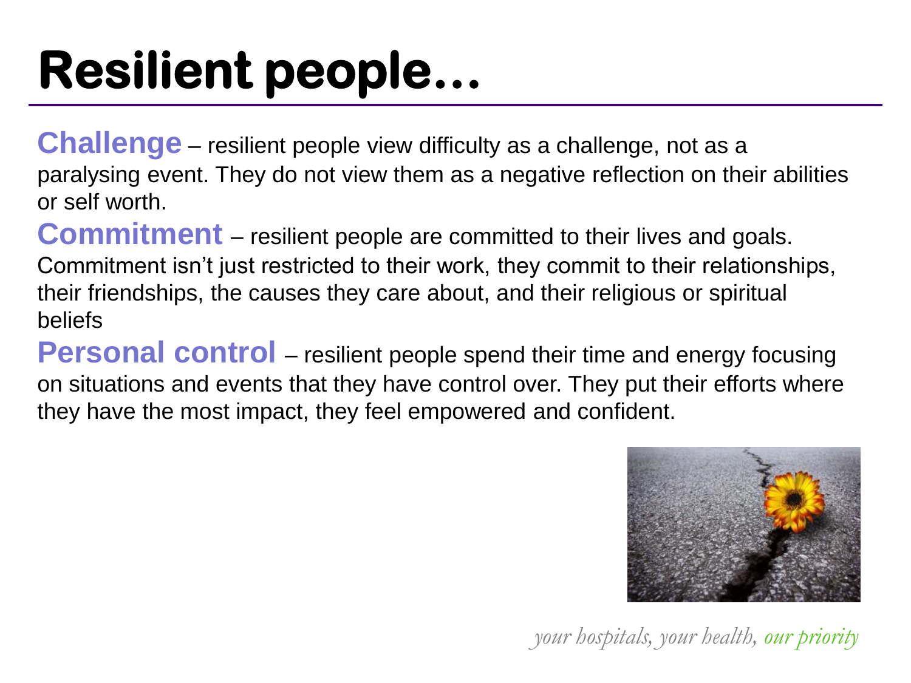# Resilient people…

**Challenge** – resilient people view difficulty as a challenge, not as a paralysing event. They do not view them as a negative reflection on their abilities or self worth.

**Commitment** – resilient people are committed to their lives and goals. Commitment isn't just restricted to their work, they commit to their relationships, their friendships, the causes they care about, and their religious or spiritual beliefs

**Personal control** – resilient people spend their time and energy focusing on situations and events that they have control over. They put their efforts where they have the most impact, they feel empowered and confident.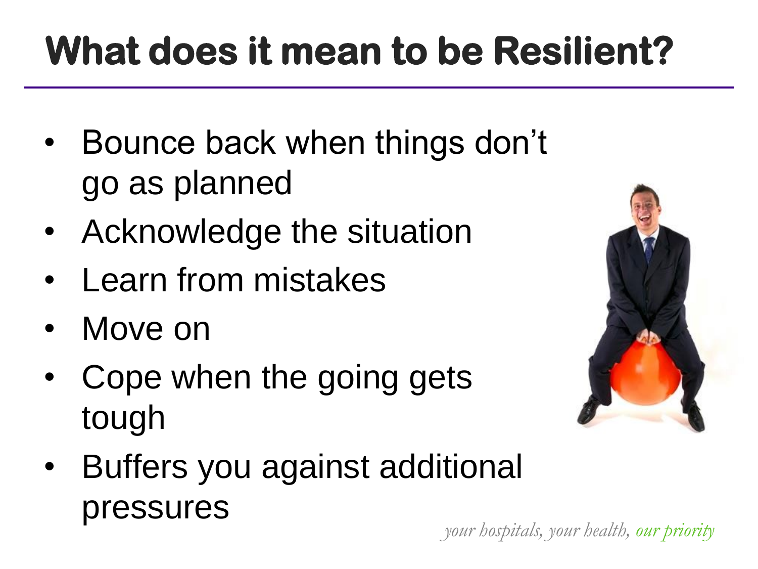# What does it mean to be Resilient?

- Bounce back when things don't go as planned
- Acknowledge the situation
- Learn from mistakes
- Move on
- Cope when the going gets tough
- Buffers you against additional pressures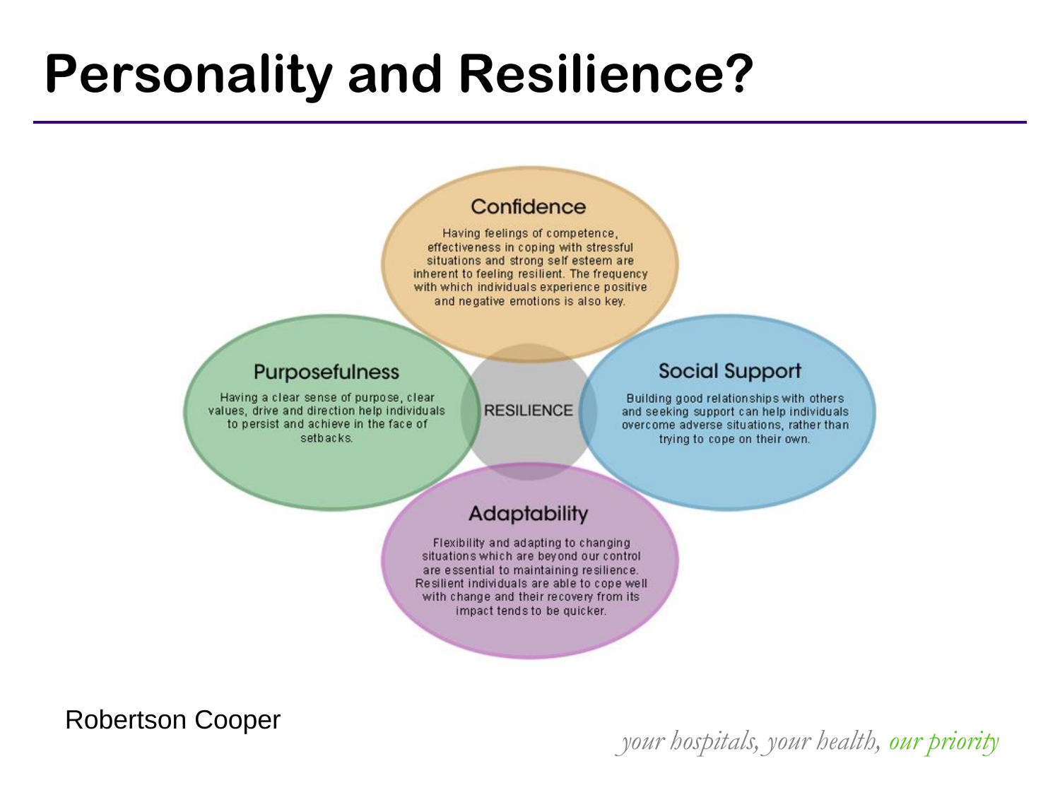# Personality and Resilience?

### Confidence

Having feelings of competence, effectiveness in coping with stressful situations and strong self esteem are inherent to feeling resilient. The frequency with which individuals experience positive and negative emotions is also key.

### Purposefulness

Having a clear sense of purpose, clear values, drive and direction help individuals to persist and achieve in the face of setbacks.

RESILIENCE

### Social Support

Building good relationships with others and seeking support can help individuals overcome adverse situations, rather than trying to cope on their own.

### Adaptability

Flexibility and adapting to changing situations which are beyond our control are essential to maintaining resilience. Resilient individuals are able to cope well with change and their recovery from its impact tends to be quicker.

Robertson Cooper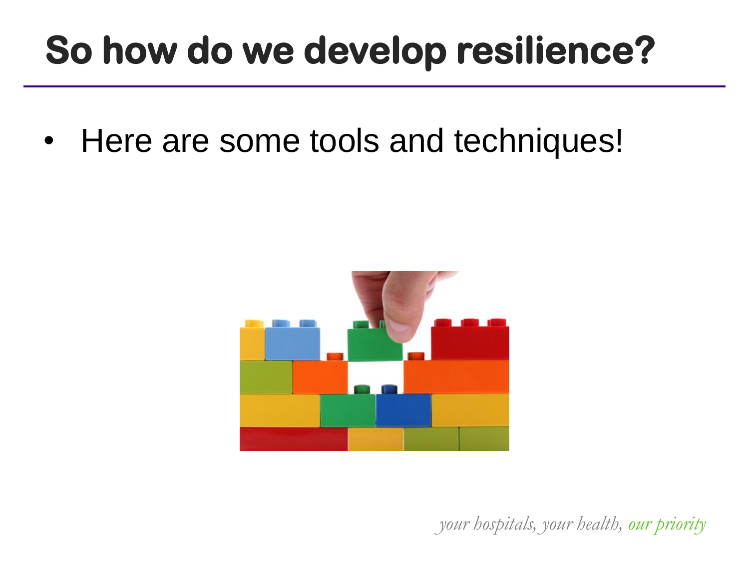# So how do we develop resilience?

- Here are some tools and techniques!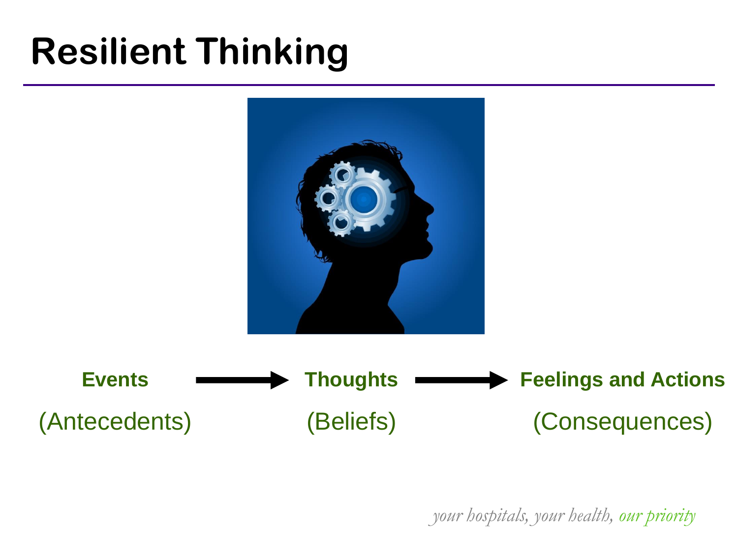# Resilient Thinking

| **Events** | → | **Thoughts** | → | **Feelings and Actions** |
|---|---|---|---|---|
| (Antecedents) | | (Beliefs) | | (Consequences) |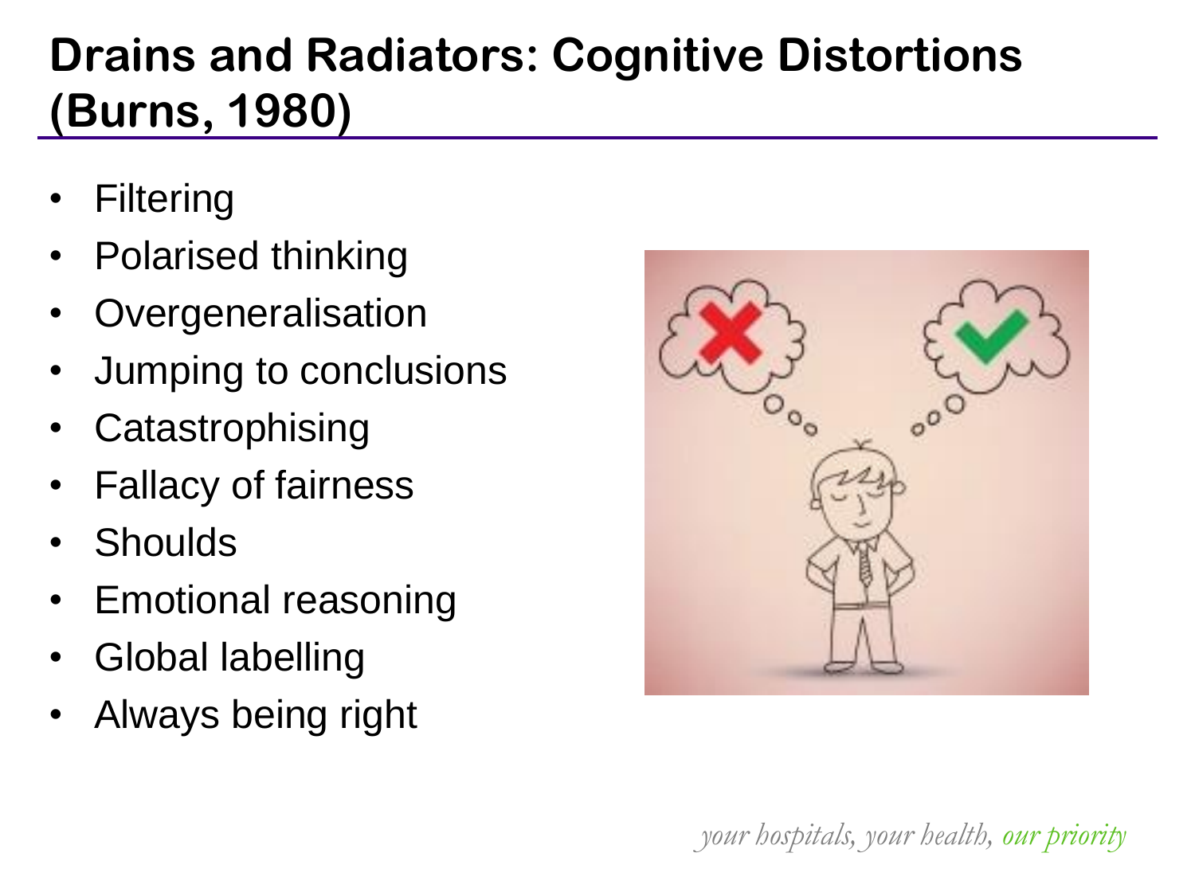# Drains and Radiators: Cognitive Distortions (Burns, 1980)

- Filtering
- Polarised thinking
- Overgeneralisation
- Jumping to conclusions
- Catastrophising
- Fallacy of fairness
- Shoulds
- Emotional reasoning
- Global labelling
- Always being right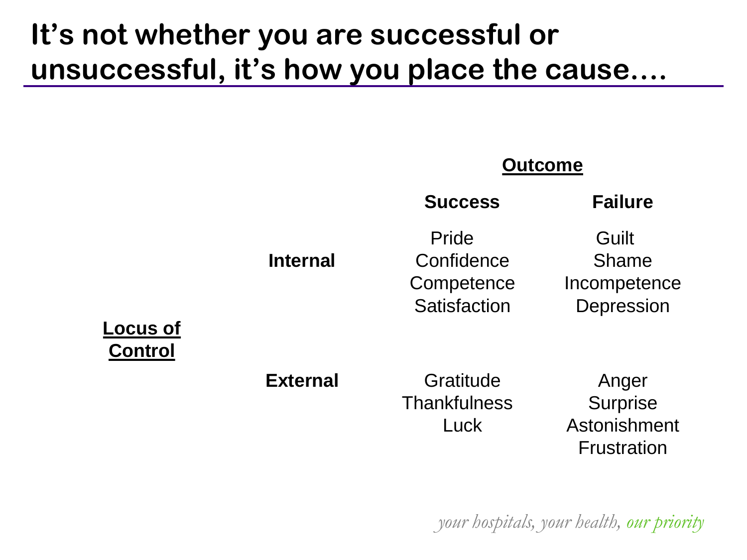# It's not whether you are successful or unsuccessful, it's how you place the cause….

| Locus of Control | | Outcome | |
|---|---|---|---|
| | | **Success** | **Failure** |
| | **Internal** | Pride<br>Confidence<br>Competence<br>Satisfaction | Guilt<br>Shame<br>Incompetence<br>Depression |
| | **External** | Gratitude<br>Thankfulness<br>Luck | Anger<br>Surprise<br>Astonishment<br>Frustration |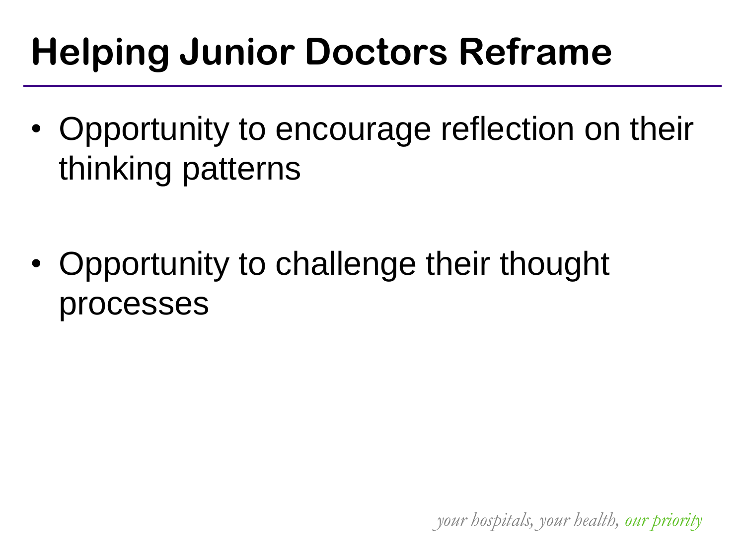# Helping Junior Doctors Reframe

- Opportunity to encourage reflection on their thinking patterns

- Opportunity to challenge their thought processes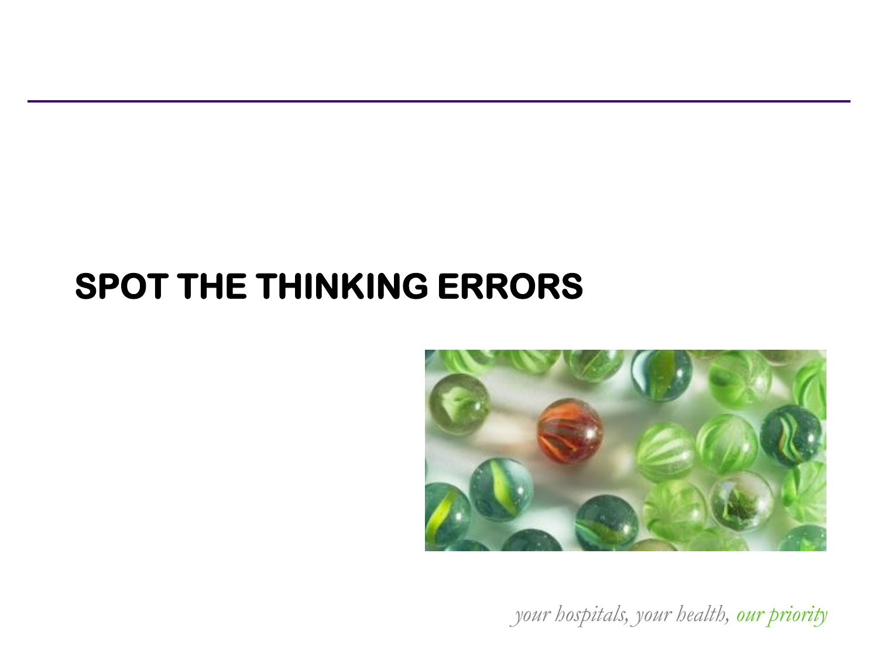# SPOT THE THINKING ERRORS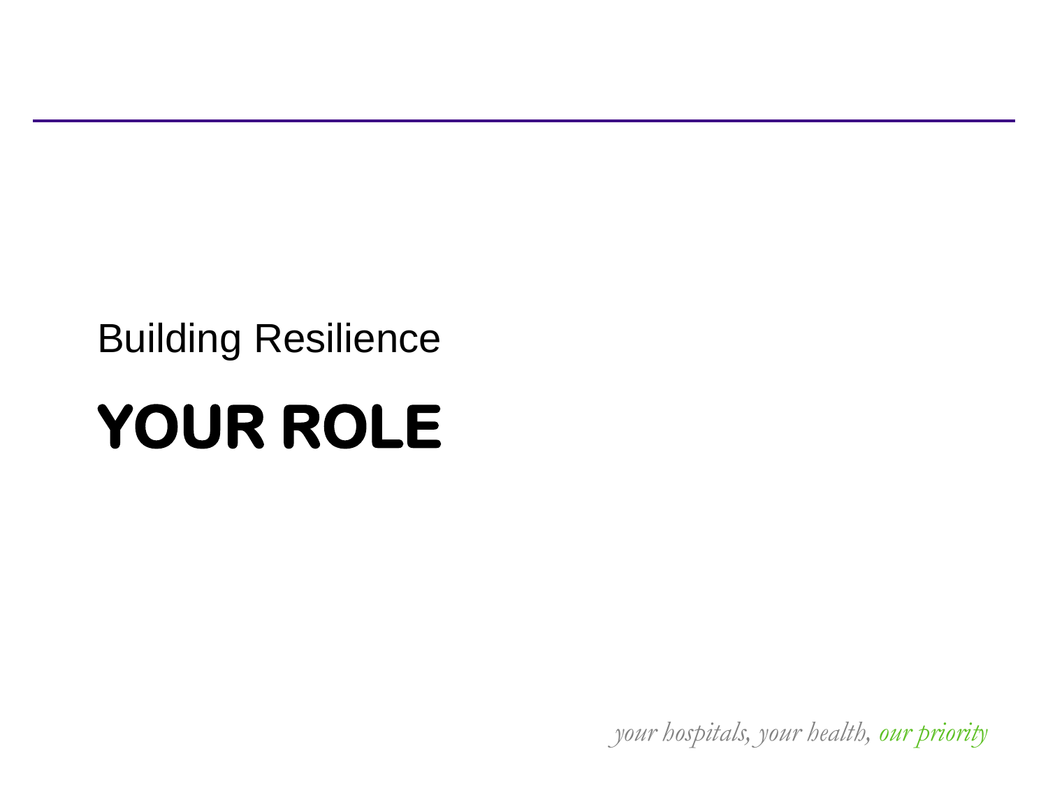Building Resilience

# YOUR ROLE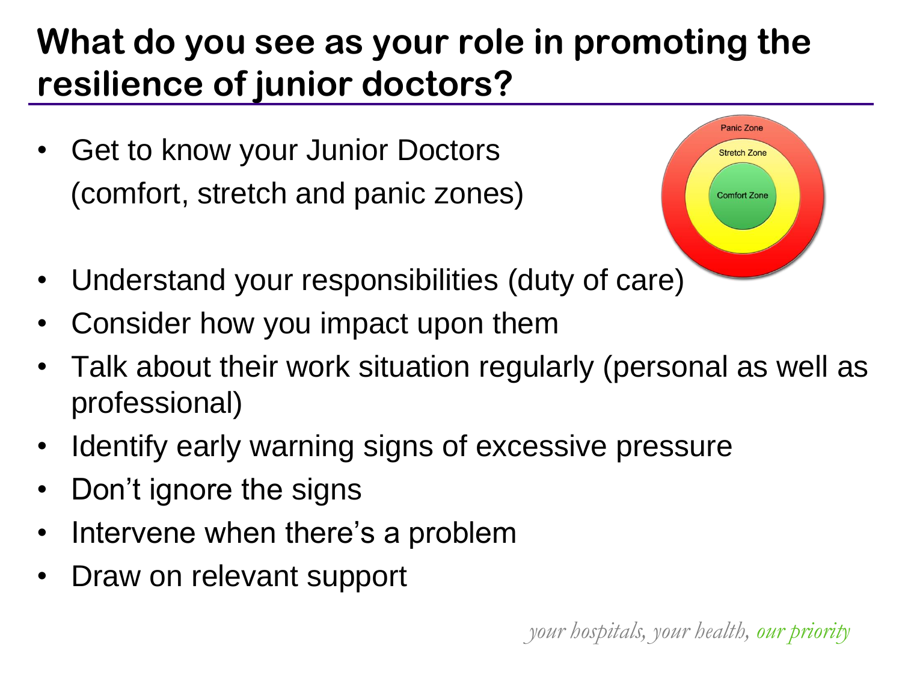# What do you see as your role in promoting the resilience of junior doctors?

- Get to know your Junior Doctors (comfort, stretch and panic zones)

Panic Zone
Stretch Zone
Comfort Zone

- Understand your responsibilities (duty of care)
- Consider how you impact upon them
- Talk about their work situation regularly (personal as well as professional)
- Identify early warning signs of excessive pressure
- Don't ignore the signs
- Intervene when there's a problem
- Draw on relevant support

*your hospitals, your health, our priority*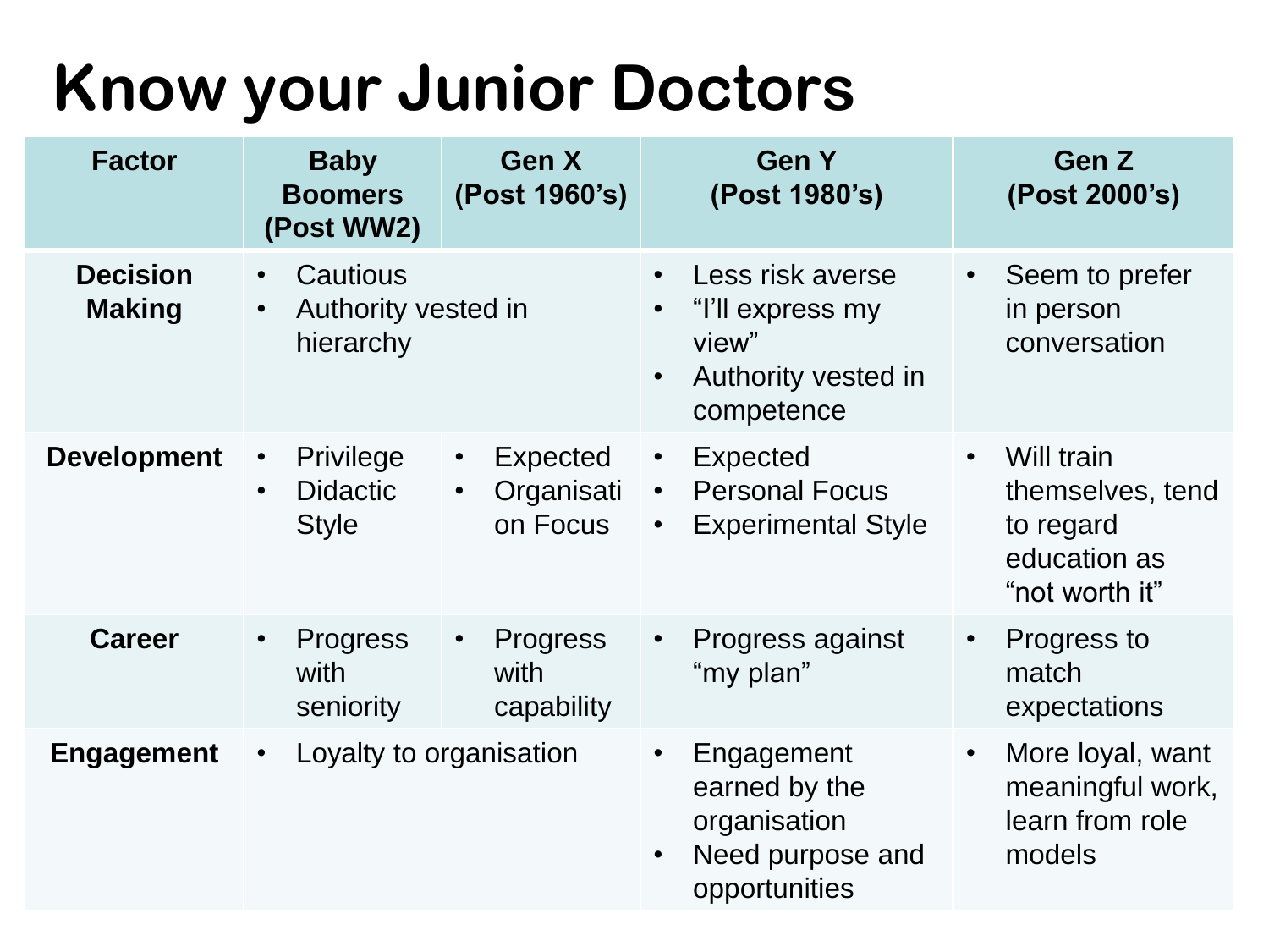# Know your Junior Doctors

| Factor | Baby Boomers (Post WW2) | Gen X (Post 1960's) | Gen Y (Post 1980's) | Gen Z (Post 2000's) |
|---|---|---|---|---|
| **Decision Making** | • Cautious<br>• Authority vested in hierarchy | | • Less risk averse<br>• "I'll express my view"<br>• Authority vested in competence | • Seem to prefer in person conversation |
| **Development** | • Privilege<br>• Didactic Style | • Expected<br>• Organisation Focus | • Expected<br>• Personal Focus<br>• Experimental Style | • Will train themselves, tend to regard education as "not worth it" |
| **Career** | • Progress with seniority | • Progress with capability | • Progress against "my plan" | • Progress to match expectations |
| **Engagement** | • Loyalty to organisation | | • Engagement earned by the organisation<br>• Need purpose and opportunities | • More loyal, want meaningful work, learn from role models |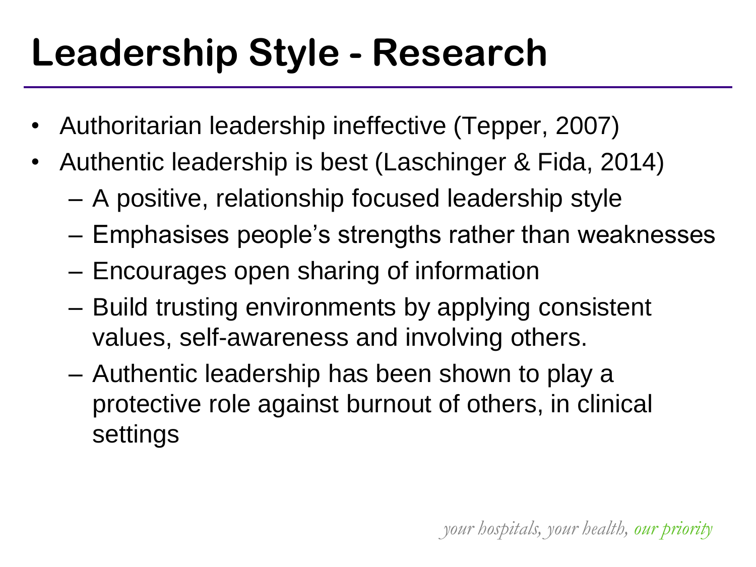# Leadership Style - Research

- Authoritarian leadership ineffective (Tepper, 2007)
- Authentic leadership is best (Laschinger & Fida, 2014)
  - A positive, relationship focused leadership style
  - Emphasises people's strengths rather than weaknesses
  - Encourages open sharing of information
  - Build trusting environments by applying consistent values, self-awareness and involving others.
  - Authentic leadership has been shown to play a protective role against burnout of others, in clinical settings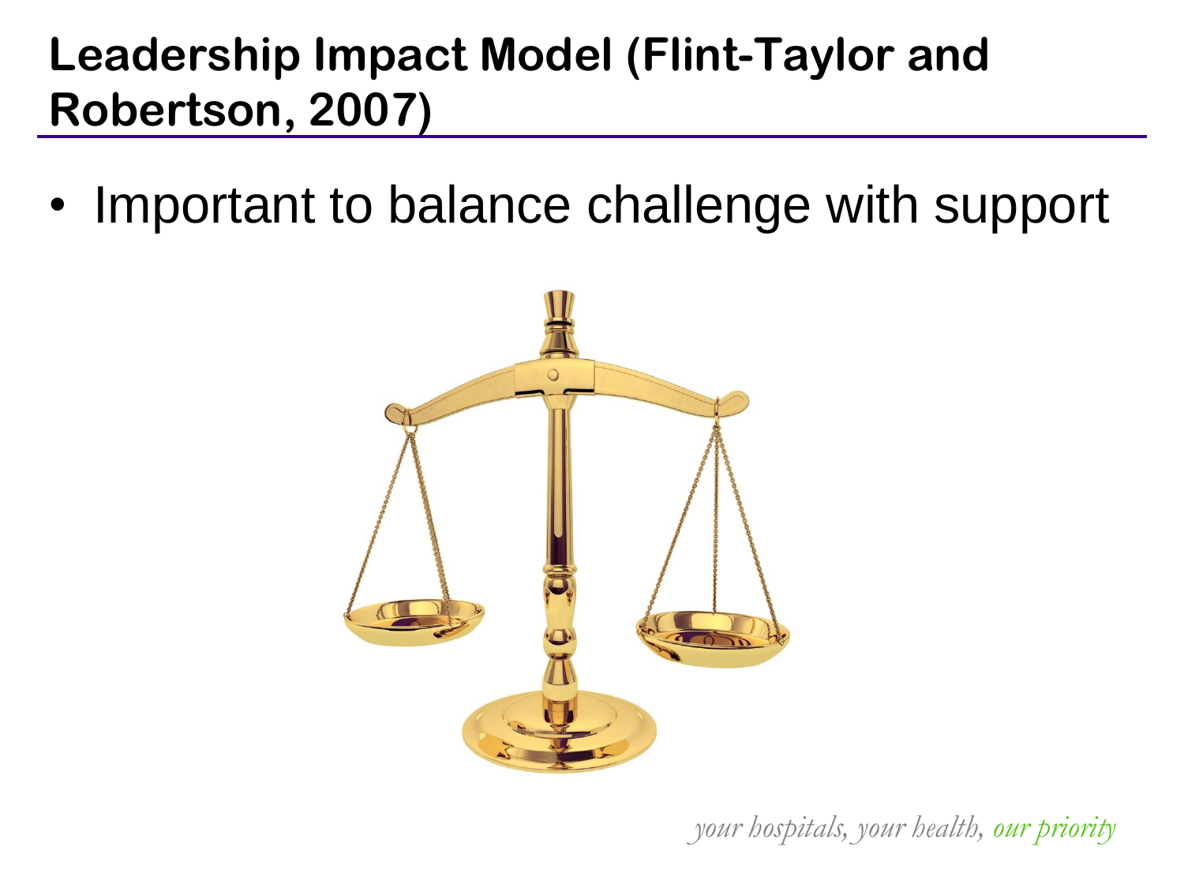# Leadership Impact Model (Flint-Taylor and Robertson, 2007)

- Important to balance challenge with support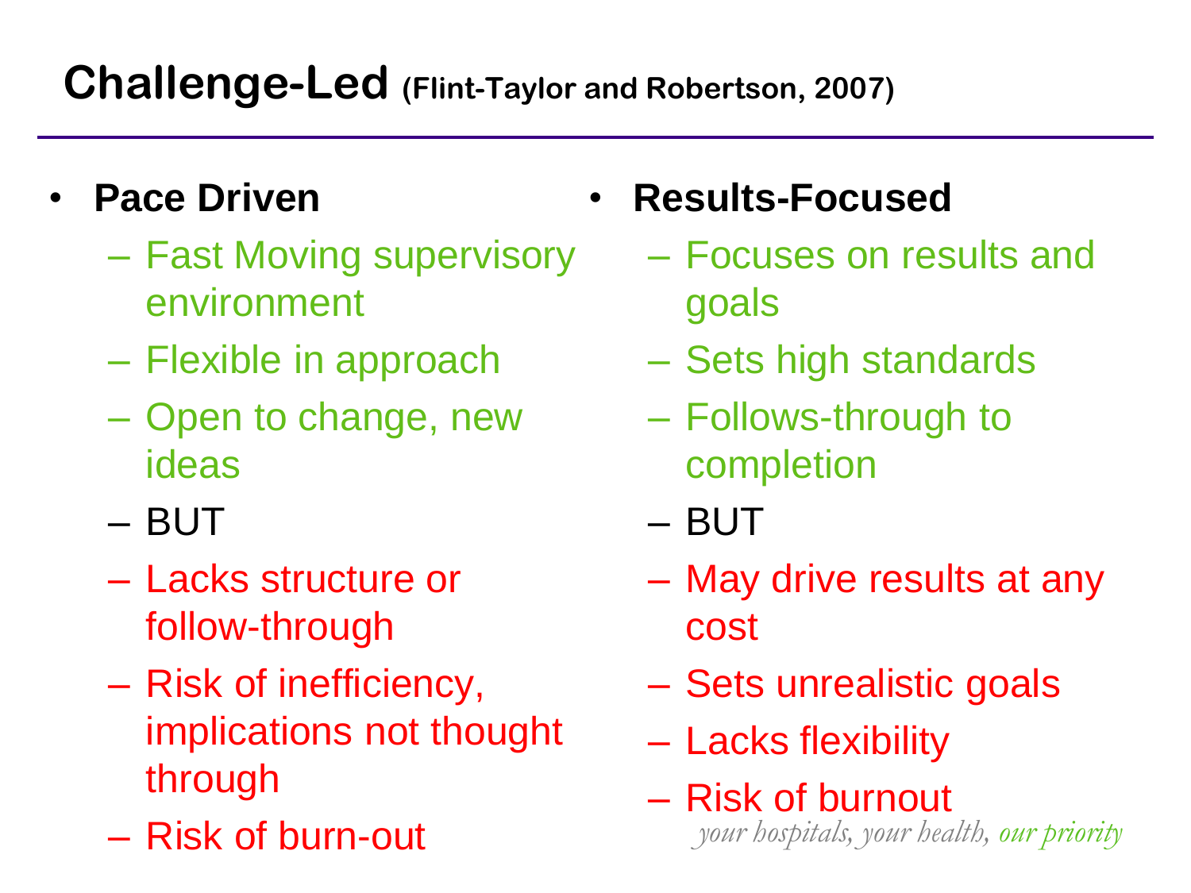# Challenge-Led (Flint-Taylor and Robertson, 2007)

- **Pace Driven**
  - Fast Moving supervisory environment
  - Flexible in approach
  - Open to change, new ideas
  - BUT
  - Lacks structure or follow-through
  - Risk of inefficiency, implications not thought through
  - Risk of burn-out
- **Results-Focused**
  - Focuses on results and goals
  - Sets high standards
  - Follows-through to completion
  - BUT
  - May drive results at any cost
  - Sets unrealistic goals
  - Lacks flexibility
  - Risk of burnout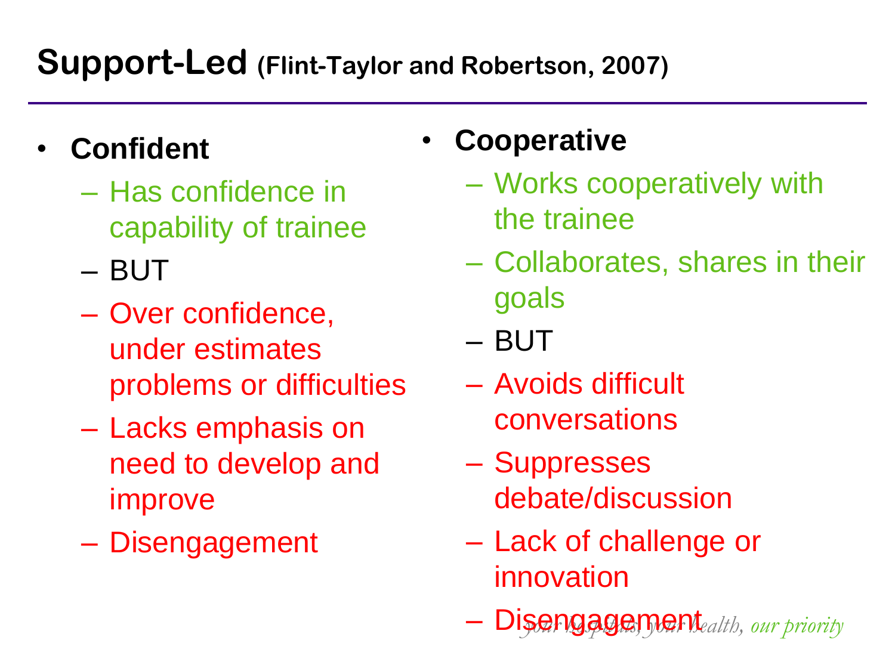# Support-Led (Flint-Taylor and Robertson, 2007)

- **Confident**
  - Has confidence in capability of trainee
  - BUT
  - Over confidence, under estimates problems or difficulties
  - Lacks emphasis on need to develop and improve
  - Disengagement
- **Cooperative**
  - Works cooperatively with the trainee
  - Collaborates, shares in their goals
  - BUT
  - Avoids difficult conversations
  - Suppresses debate/discussion
  - Lack of challenge or innovation
  - Disengagement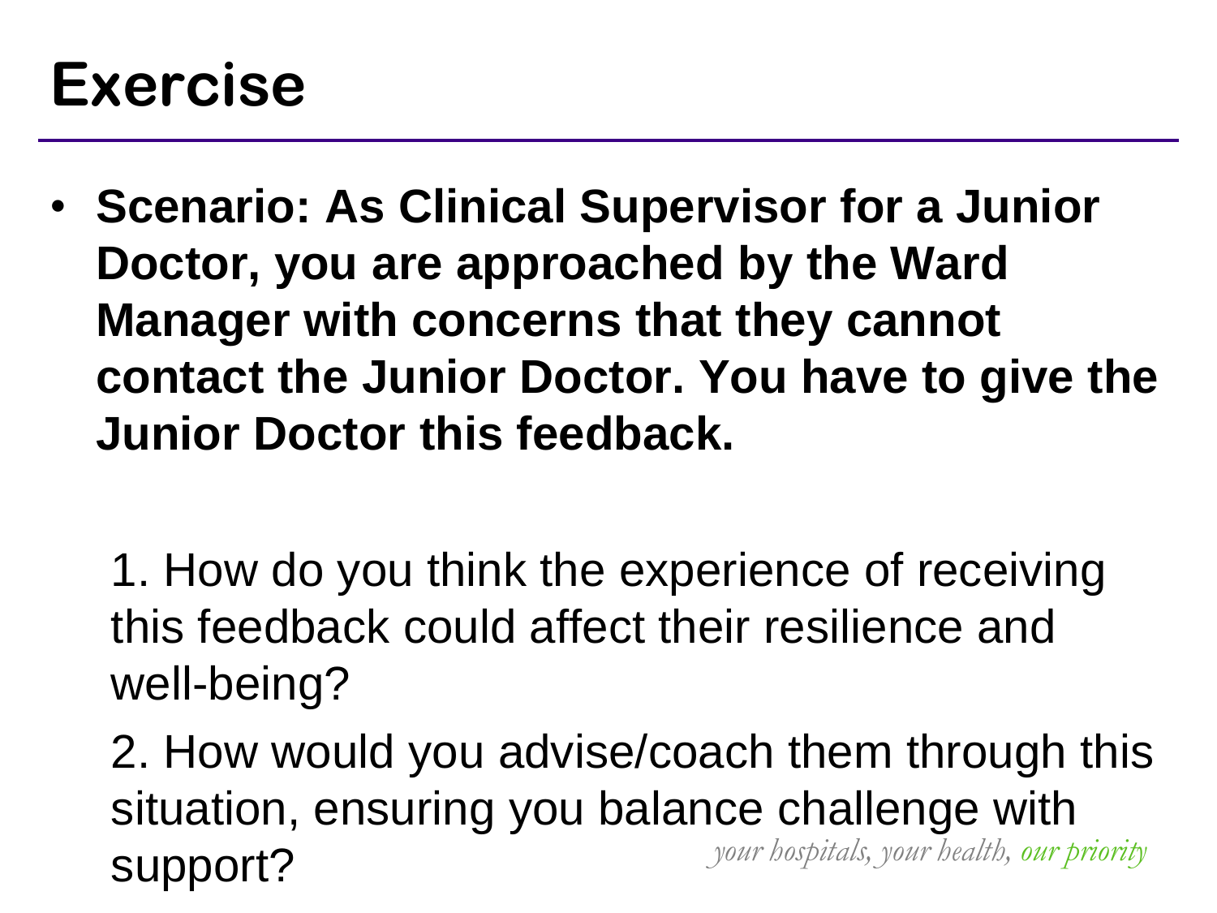# Exercise

- **Scenario: As Clinical Supervisor for a Junior Doctor, you are approached by the Ward Manager with concerns that they cannot contact the Junior Doctor. You have to give the Junior Doctor this feedback.**

  1. How do you think the experience of receiving this feedback could affect their resilience and well-being?

  2. How would you advise/coach them through this situation, ensuring you balance challenge with support?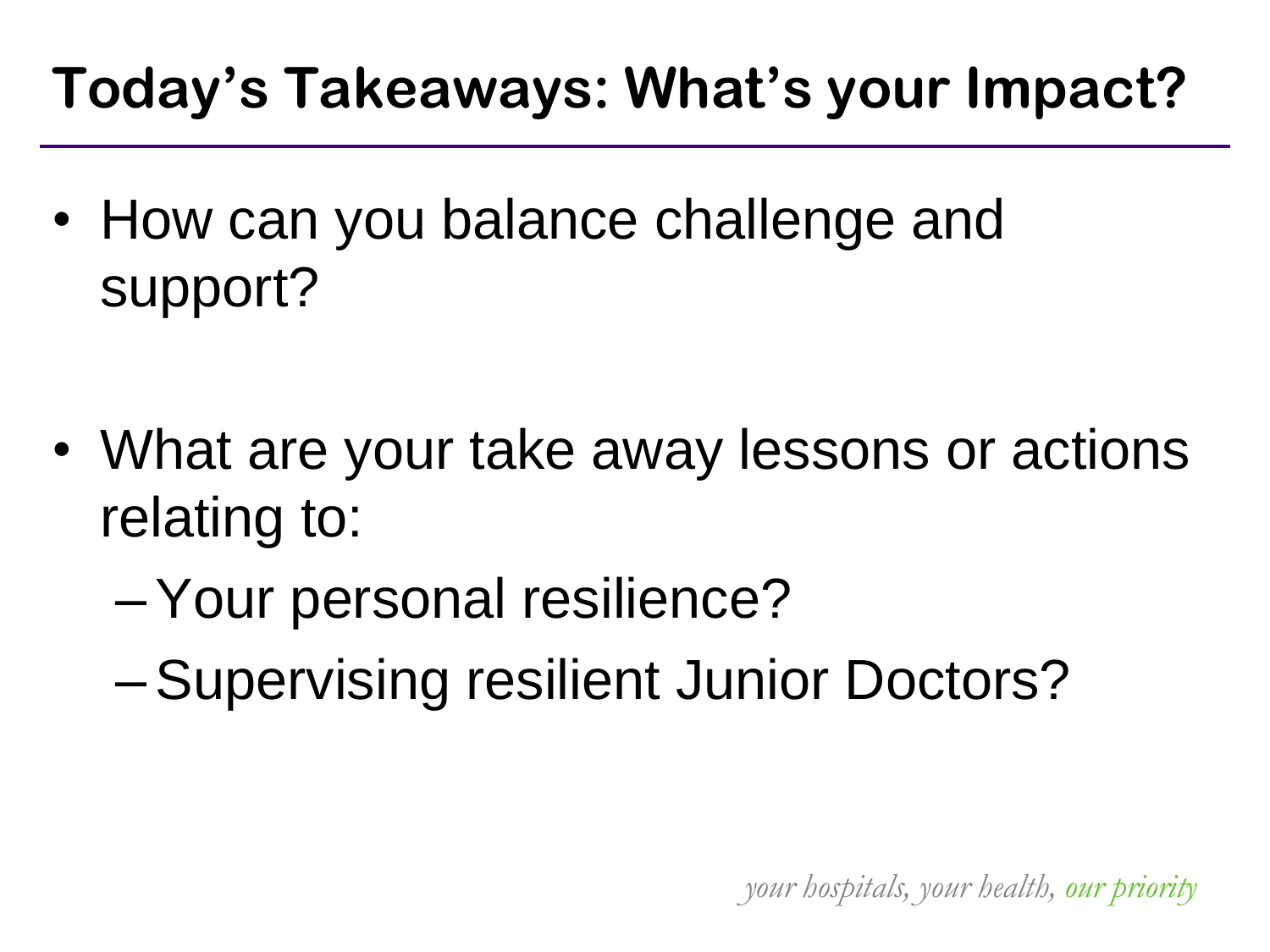# Today's Takeaways: What's your Impact?

- How can you balance challenge and support?

- What are your take away lessons or actions relating to:
  - Your personal resilience?
  - Supervising resilient Junior Doctors?